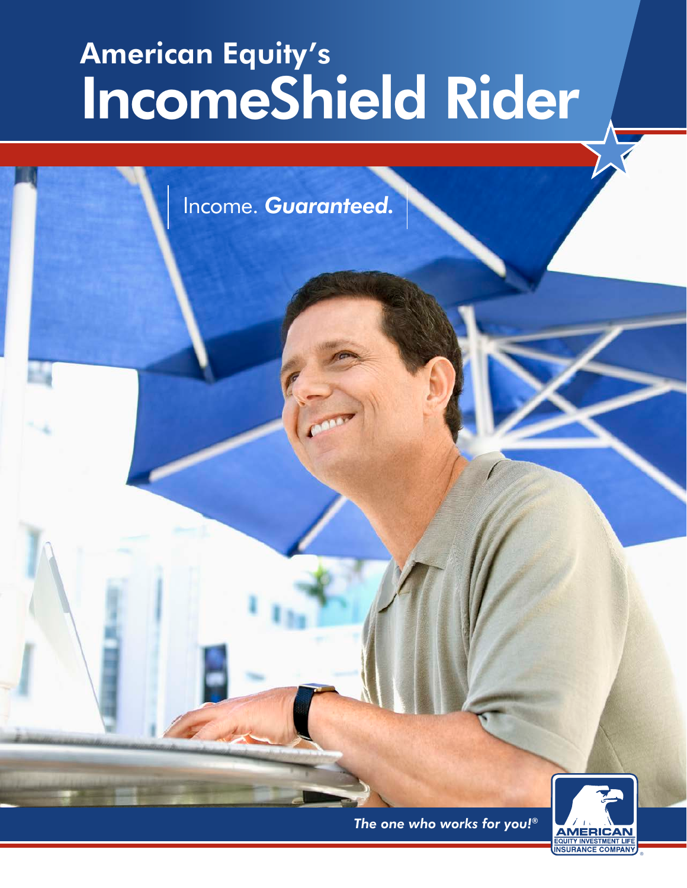American Equity's

# IncomeShield Rider

Income. ***Guaranteed.***

*The one who works for you!*®

AMERICAN EQUITY INVESTMENT LIFE INSURANCE COMPANY®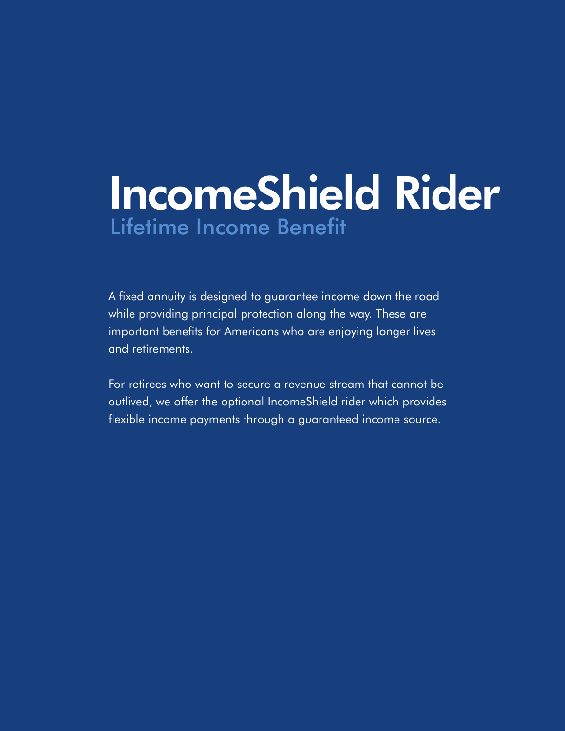# IncomeShield Rider

## Lifetime Income Benefit

A fixed annuity is designed to guarantee income down the road while providing principal protection along the way. These are important benefits for Americans who are enjoying longer lives and retirements.

For retirees who want to secure a revenue stream that cannot be outlived, we offer the optional IncomeShield rider which provides flexible income payments through a guaranteed income source.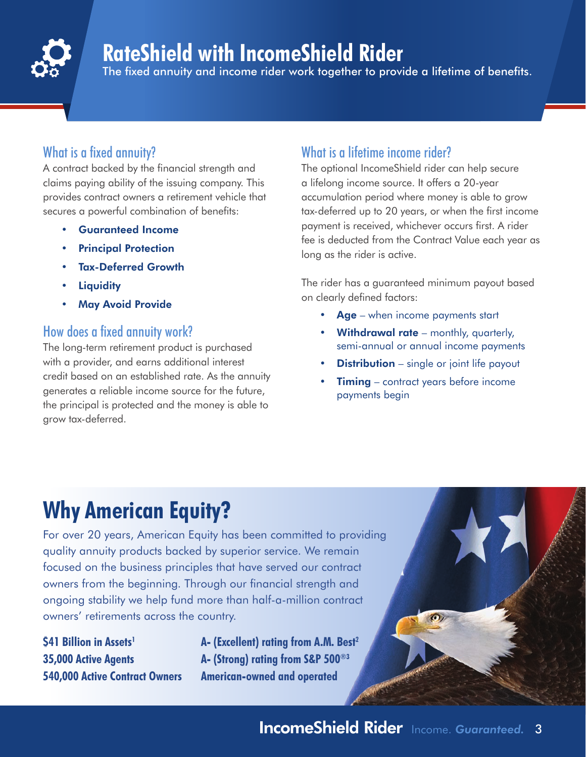# RateShield with IncomeShield Rider

The fixed annuity and income rider work together to provide a lifetime of benefits.

## What is a fixed annuity?

A contract backed by the financial strength and claims paying ability of the issuing company. This provides contract owners a retirement vehicle that secures a powerful combination of benefits:

- **Guaranteed Income**
- **Principal Protection**
- **Tax-Deferred Growth**
- **Liquidity**
- **May Avoid Provide**

## How does a fixed annuity work?

The long-term retirement product is purchased with a provider, and earns additional interest credit based on an established rate. As the annuity generates a reliable income source for the future, the principal is protected and the money is able to grow tax-deferred.

## What is a lifetime income rider?

The optional IncomeShield rider can help secure a lifelong income source. It offers a 20-year accumulation period where money is able to grow tax-deferred up to 20 years, or when the first income payment is received, whichever occurs first. A rider fee is deducted from the Contract Value each year as long as the rider is active.

The rider has a guaranteed minimum payout based on clearly defined factors:

- **Age** – when income payments start
- **Withdrawal rate** – monthly, quarterly, semi-annual or annual income payments
- **Distribution** – single or joint life payout
- **Timing** – contract years before income payments begin

# Why American Equity?

For over 20 years, American Equity has been committed to providing quality annuity products backed by superior service. We remain focused on the business principles that have served our contract owners from the beginning. Through our financial strength and ongoing stability we help fund more than half-a-million contract owners' retirements across the country.

**$41 Billion in Assets[1]**
**35,000 Active Agents**
**540,000 Active Contract Owners**

**A- (Excellent) rating from A.M. Best[2]**
**A- (Strong) rating from S&P 500®[3]**
**American-owned and operated**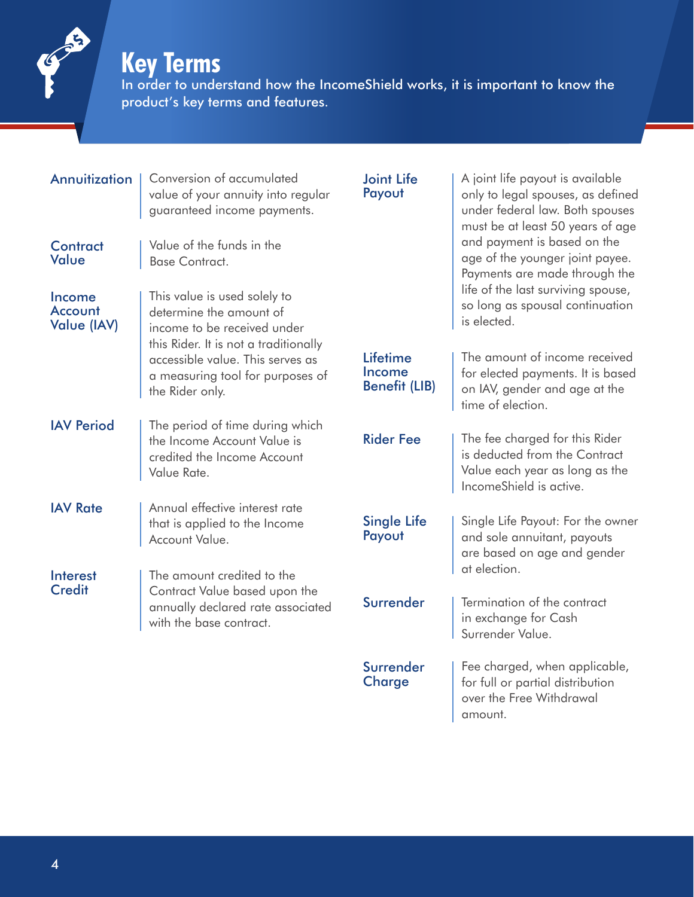# Key Terms

In order to understand how the IncomeShield works, it is important to know the product's key terms and features.

**Annuitization**
Conversion of accumulated value of your annuity into regular guaranteed income payments.

**Contract Value**
Value of the funds in the Base Contract.

**Income Account Value (IAV)**
This value is used solely to determine the amount of income to be received under this Rider. It is not a traditionally accessible value. This serves as a measuring tool for purposes of the Rider only.

**IAV Period**
The period of time during which the Income Account Value is credited the Income Account Value Rate.

**IAV Rate**
Annual effective interest rate that is applied to the Income Account Value.

**Interest Credit**
The amount credited to the Contract Value based upon the annually declared rate associated with the base contract.

**Joint Life Payout**
A joint life payout is available only to legal spouses, as defined under federal law. Both spouses must be at least 50 years of age and payment is based on the age of the younger joint payee. Payments are made through the life of the last surviving spouse, so long as spousal continuation is elected.

**Lifetime Income Benefit (LIB)**
The amount of income received for elected payments. It is based on IAV, gender and age at the time of election.

**Rider Fee**
The fee charged for this Rider is deducted from the Contract Value each year as long as the IncomeShield is active.

**Single Life Payout**
Single Life Payout: For the owner and sole annuitant, payouts are based on age and gender at election.

**Surrender**
Termination of the contract in exchange for Cash Surrender Value.

**Surrender Charge**
Fee charged, when applicable, for full or partial distribution over the Free Withdrawal amount.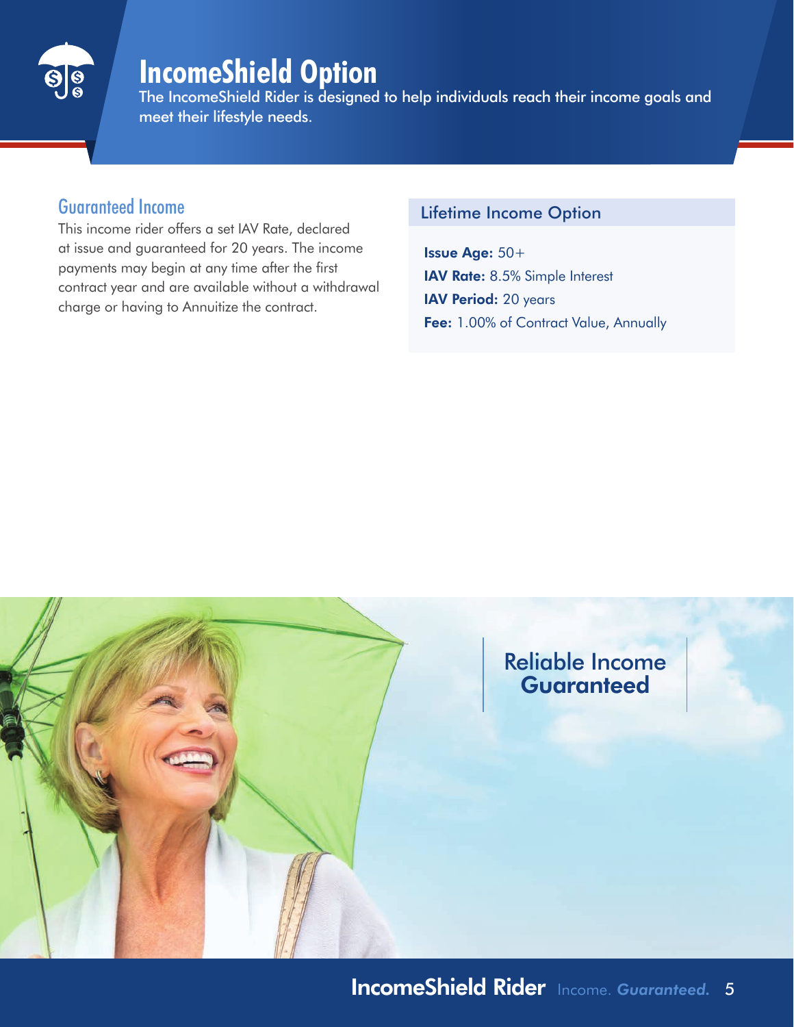# IncomeShield Option

The IncomeShield Rider is designed to help individuals reach their income goals and meet their lifestyle needs.

## Guaranteed Income

This income rider offers a set IAV Rate, declared at issue and guaranteed for 20 years. The income payments may begin at any time after the first contract year and are available without a withdrawal charge or having to Annuitize the contract.

### Lifetime Income Option

**Issue Age:** 50+

**IAV Rate:** 8.5% Simple Interest

**IAV Period:** 20 years

**Fee:** 1.00% of Contract Value, Annually

Reliable Income
**Guaranteed**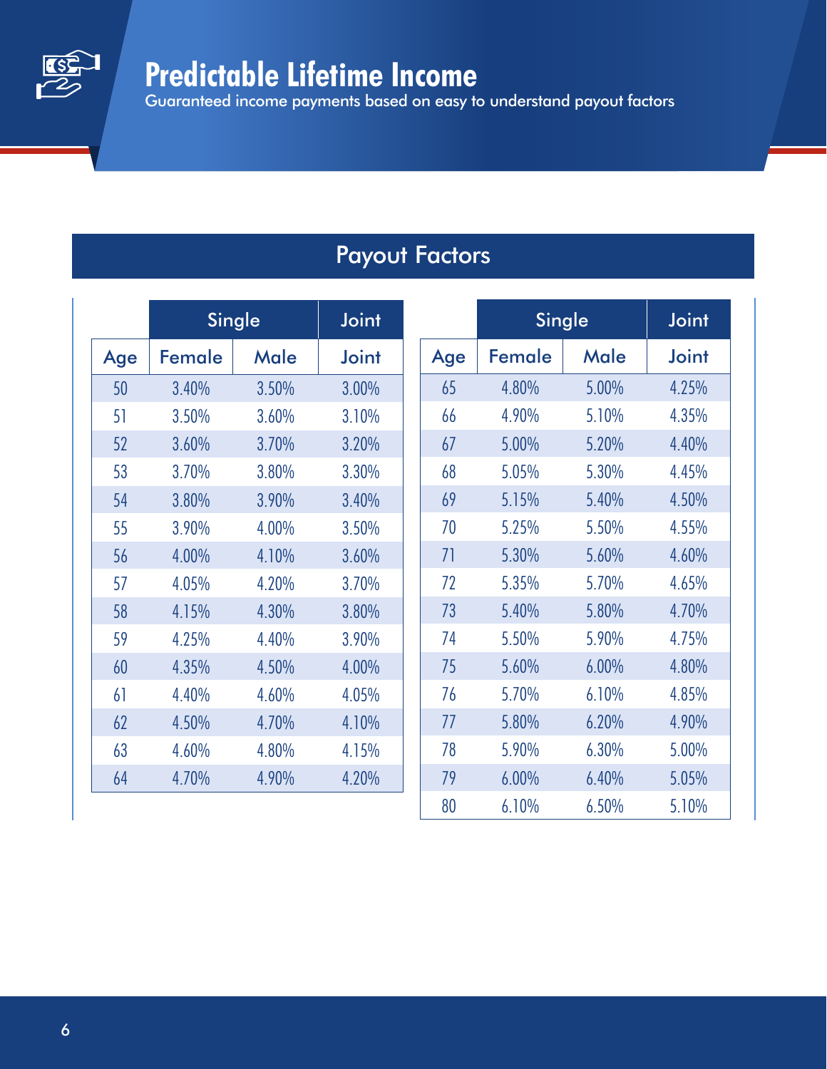# Predictable Lifetime Income

Guaranteed income payments based on easy to understand payout factors

## Payout Factors

| | Single | | Joint |
|---|---|---|---|
| Age | Female | Male | Joint |
| 50 | 3.40% | 3.50% | 3.00% |
| 51 | 3.50% | 3.60% | 3.10% |
| 52 | 3.60% | 3.70% | 3.20% |
| 53 | 3.70% | 3.80% | 3.30% |
| 54 | 3.80% | 3.90% | 3.40% |
| 55 | 3.90% | 4.00% | 3.50% |
| 56 | 4.00% | 4.10% | 3.60% |
| 57 | 4.05% | 4.20% | 3.70% |
| 58 | 4.15% | 4.30% | 3.80% |
| 59 | 4.25% | 4.40% | 3.90% |
| 60 | 4.35% | 4.50% | 4.00% |
| 61 | 4.40% | 4.60% | 4.05% |
| 62 | 4.50% | 4.70% | 4.10% |
| 63 | 4.60% | 4.80% | 4.15% |
| 64 | 4.70% | 4.90% | 4.20% |

| | Single | | Joint |
|---|---|---|---|
| Age | Female | Male | Joint |
| 65 | 4.80% | 5.00% | 4.25% |
| 66 | 4.90% | 5.10% | 4.35% |
| 67 | 5.00% | 5.20% | 4.40% |
| 68 | 5.05% | 5.30% | 4.45% |
| 69 | 5.15% | 5.40% | 4.50% |
| 70 | 5.25% | 5.50% | 4.55% |
| 71 | 5.30% | 5.60% | 4.60% |
| 72 | 5.35% | 5.70% | 4.65% |
| 73 | 5.40% | 5.80% | 4.70% |
| 74 | 5.50% | 5.90% | 4.75% |
| 75 | 5.60% | 6.00% | 4.80% |
| 76 | 5.70% | 6.10% | 4.85% |
| 77 | 5.80% | 6.20% | 4.90% |
| 78 | 5.90% | 6.30% | 5.00% |
| 79 | 6.00% | 6.40% | 5.05% |
| 80 | 6.10% | 6.50% | 5.10% |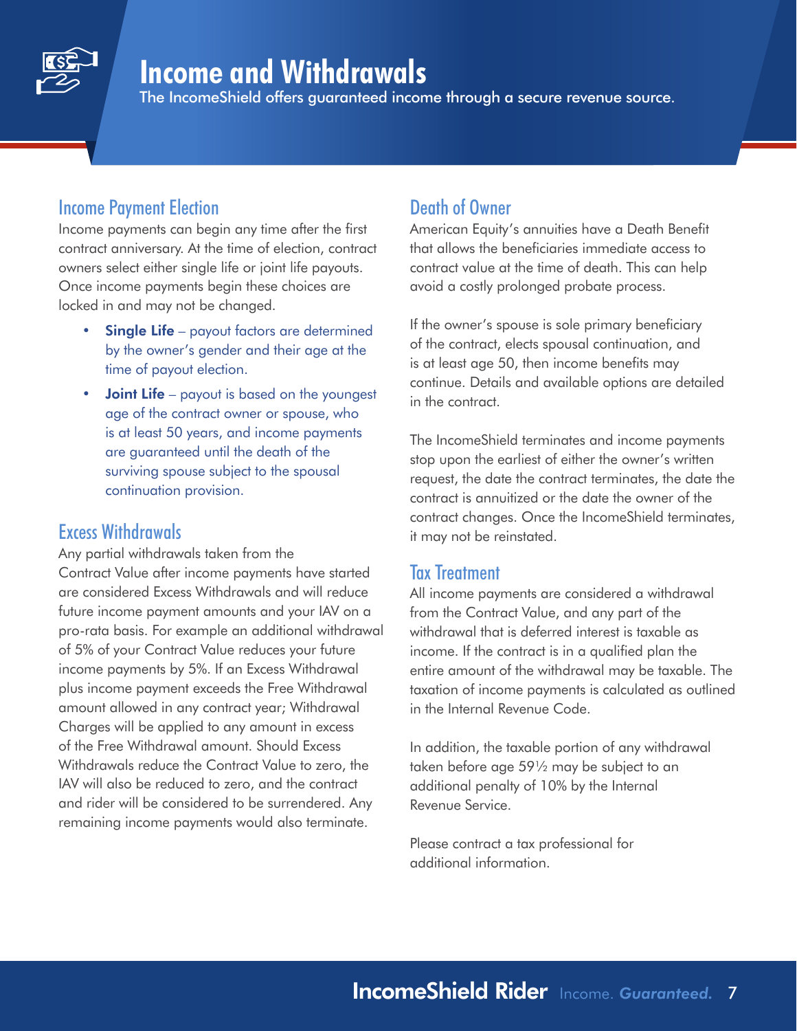# Income and Withdrawals

The IncomeShield offers guaranteed income through a secure revenue source.

## Income Payment Election

Income payments can begin any time after the first contract anniversary. At the time of election, contract owners select either single life or joint life payouts. Once income payments begin these choices are locked in and may not be changed.

- **Single Life** – payout factors are determined by the owner's gender and their age at the time of payout election.
- **Joint Life** – payout is based on the youngest age of the contract owner or spouse, who is at least 50 years, and income payments are guaranteed until the death of the surviving spouse subject to the spousal continuation provision.

## Excess Withdrawals

Any partial withdrawals taken from the Contract Value after income payments have started are considered Excess Withdrawals and will reduce future income payment amounts and your IAV on a pro-rata basis. For example an additional withdrawal of 5% of your Contract Value reduces your future income payments by 5%. If an Excess Withdrawal plus income payment exceeds the Free Withdrawal amount allowed in any contract year; Withdrawal Charges will be applied to any amount in excess of the Free Withdrawal amount. Should Excess Withdrawals reduce the Contract Value to zero, the IAV will also be reduced to zero, and the contract and rider will be considered to be surrendered. Any remaining income payments would also terminate.

## Death of Owner

American Equity's annuities have a Death Benefit that allows the beneficiaries immediate access to contract value at the time of death. This can help avoid a costly prolonged probate process.

If the owner's spouse is sole primary beneficiary of the contract, elects spousal continuation, and is at least age 50, then income benefits may continue. Details and available options are detailed in the contract.

The IncomeShield terminates and income payments stop upon the earliest of either the owner's written request, the date the contract terminates, the date the contract is annuitized or the date the owner of the contract changes. Once the IncomeShield terminates, it may not be reinstated.

## Tax Treatment

All income payments are considered a withdrawal from the Contract Value, and any part of the withdrawal that is deferred interest is taxable as income. If the contract is in a qualified plan the entire amount of the withdrawal may be taxable. The taxation of income payments is calculated as outlined in the Internal Revenue Code.

In addition, the taxable portion of any withdrawal taken before age 59½ may be subject to an additional penalty of 10% by the Internal Revenue Service.

Please contract a tax professional for additional information.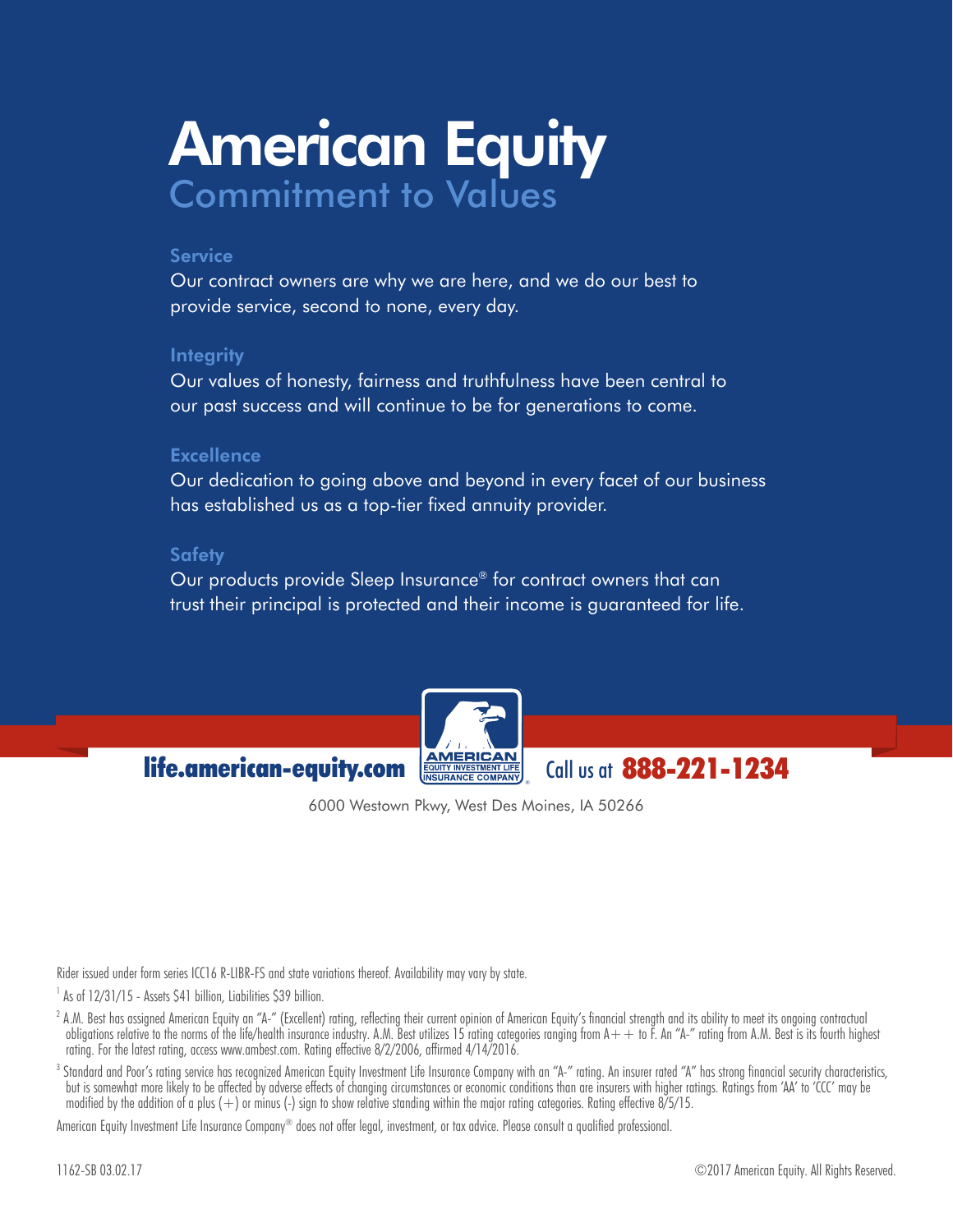# American Equity

## Commitment to Values

### Service

Our contract owners are why we are here, and we do our best to provide service, second to none, every day.

### Integrity

Our values of honesty, fairness and truthfulness have been central to our past success and will continue to be for generations to come.

### Excellence

Our dedication to going above and beyond in every facet of our business has established us as a top-tier fixed annuity provider.

### Safety

Our products provide Sleep Insurance® for contract owners that can trust their principal is protected and their income is guaranteed for life.

**life.american-equity.com**

AMERICAN EQUITY INVESTMENT LIFE INSURANCE COMPANY®

Call us at **888-221-1234**

6000 Westown Pkwy, West Des Moines, IA 50266

Rider issued under form series ICC16 R-LIBR-FS and state variations thereof. Availability may vary by state.

[1] As of 12/31/15 - Assets $41 billion, Liabilities $39 billion.

[2] A.M. Best has assigned American Equity an "A-" (Excellent) rating, reflecting their current opinion of American Equity's financial strength and its ability to meet its ongoing contractual obligations relative to the norms of the life/health insurance industry. A.M. Best utilizes 15 rating categories ranging from A++ to F. An "A-" rating from A.M. Best is its fourth highest rating. For the latest rating, access www.ambest.com. Rating effective 8/2/2006, affirmed 4/14/2016.

[3] Standard and Poor's rating service has recognized American Equity Investment Life Insurance Company with an "A-" rating. An insurer rated "A" has strong financial security characteristics, but is somewhat more likely to be affected by adverse effects of changing circumstances or economic conditions than are insurers with higher ratings. Ratings from 'AA' to 'CCC' may be modified by the addition of a plus (+) or minus (-) sign to show relative standing within the major rating categories. Rating effective 8/5/15.

American Equity Investment Life Insurance Company® does not offer legal, investment, or tax advice. Please consult a qualified professional.

1162-SB 03.02.17

©2017 American Equity. All Rights Reserved.